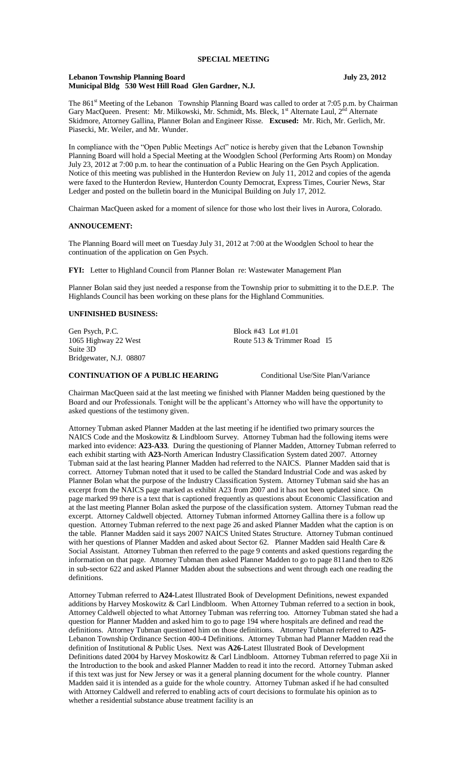# SPECIAL MEETING

**Lebanon Township Planning Board** **July 23, 2012**
**Municipal Bldg 530 West Hill Road Glen Gardner, N.J.**

The 861[st] Meeting of the Lebanon Township Planning Board was called to order at 7:05 p.m. by Chairman Gary MacQueen. Present: Mr. Milkowski, Mr. Schmidt, Ms. Bleck, 1[st] Alternate Laul, 2[nd] Alternate Skidmore, Attorney Gallina, Planner Bolan and Engineer Risse. **Excused:** Mr. Rich, Mr. Gerlich, Mr. Piasecki, Mr. Weiler, and Mr. Wunder.

In compliance with the "Open Public Meetings Act" notice is hereby given that the Lebanon Township Planning Board will hold a Special Meeting at the Woodglen School (Performing Arts Room) on Monday July 23, 2012 at 7:00 p.m. to hear the continuation of a Public Hearing on the Gen Psych Application. Notice of this meeting was published in the Hunterdon Review on July 11, 2012 and copies of the agenda were faxed to the Hunterdon Review, Hunterdon County Democrat, Express Times, Courier News, Star Ledger and posted on the bulletin board in the Municipal Building on July 17, 2012.

Chairman MacQueen asked for a moment of silence for those who lost their lives in Aurora, Colorado.

**ANNOUCEMENT:**

The Planning Board will meet on Tuesday July 31, 2012 at 7:00 at the Woodglen School to hear the continuation of the application on Gen Psych.

**FYI:** Letter to Highland Council from Planner Bolan re: Wastewater Management Plan

Planner Bolan said they just needed a response from the Township prior to submitting it to the D.E.P. The Highlands Council has been working on these plans for the Highland Communities.

**UNFINISHED BUSINESS:**

Gen Psych, P.C.
1065 Highway 22 West
Suite 3D
Bridgewater, N.J. 08807

Block #43 Lot #1.01
Route 513 & Trimmer Road I5

**CONTINUATION OF A PUBLIC HEARING** Conditional Use/Site Plan/Variance

Chairman MacQueen said at the last meeting we finished with Planner Madden being questioned by the Board and our Professionals. Tonight will be the applicant's Attorney who will have the opportunity to asked questions of the testimony given.

Attorney Tubman asked Planner Madden at the last meeting if he identified two primary sources the NAICS Code and the Moskowitz & Lindbloom Survey. Attorney Tubman had the following items were marked into evidence: **A23-A33**. During the questioning of Planner Madden, Attorney Tubman referred to each exhibit starting with **A23**-North American Industry Classification System dated 2007. Attorney Tubman said at the last hearing Planner Madden had referred to the NAICS. Planner Madden said that is correct. Attorney Tubman noted that it used to be called the Standard Industrial Code and was asked by Planner Bolan what the purpose of the Industry Classification System. Attorney Tubman said she has an excerpt from the NAICS page marked as exhibit A23 from 2007 and it has not been updated since. On page marked 99 there is a text that is captioned frequently as questions about Economic Classification and at the last meeting Planner Bolan asked the purpose of the classification system. Attorney Tubman read the excerpt. Attorney Caldwell objected. Attorney Tubman informed Attorney Gallina there is a follow up question. Attorney Tubman referred to the next page 26 and asked Planner Madden what the caption is on the table. Planner Madden said it says 2007 NAICS United States Structure. Attorney Tubman continued with her questions of Planner Madden and asked about Sector 62. Planner Madden said Health Care & Social Assistant. Attorney Tubman then referred to the page 9 contents and asked questions regarding the information on that page. Attorney Tubman then asked Planner Madden to go to page 811and then to 826 in sub-sector 622 and asked Planner Madden about the subsections and went through each one reading the definitions.

Attorney Tubman referred to **A24**-Latest Illustrated Book of Development Definitions, newest expanded additions by Harvey Moskowitz & Carl Lindbloom. When Attorney Tubman referred to a section in book, Attorney Caldwell objected to what Attorney Tubman was referring too. Attorney Tubman stated she had a question for Planner Madden and asked him to go to page 194 where hospitals are defined and read the definitions. Attorney Tubman questioned him on those definitions. Attorney Tubman referred to **A25**-Lebanon Township Ordinance Section 400-4 Definitions. Attorney Tubman had Planner Madden read the definition of Institutional & Public Uses. Next was **A26**-Latest Illustrated Book of Development Definitions dated 2004 by Harvey Moskowitz & Carl Lindbloom. Attorney Tubman referred to page Xii in the Introduction to the book and asked Planner Madden to read it into the record. Attorney Tubman asked if this text was just for New Jersey or was it a general planning document for the whole country. Planner Madden said it is intended as a guide for the whole country. Attorney Tubman asked if he had consulted with Attorney Caldwell and referred to enabling acts of court decisions to formulate his opinion as to whether a residential substance abuse treatment facility is an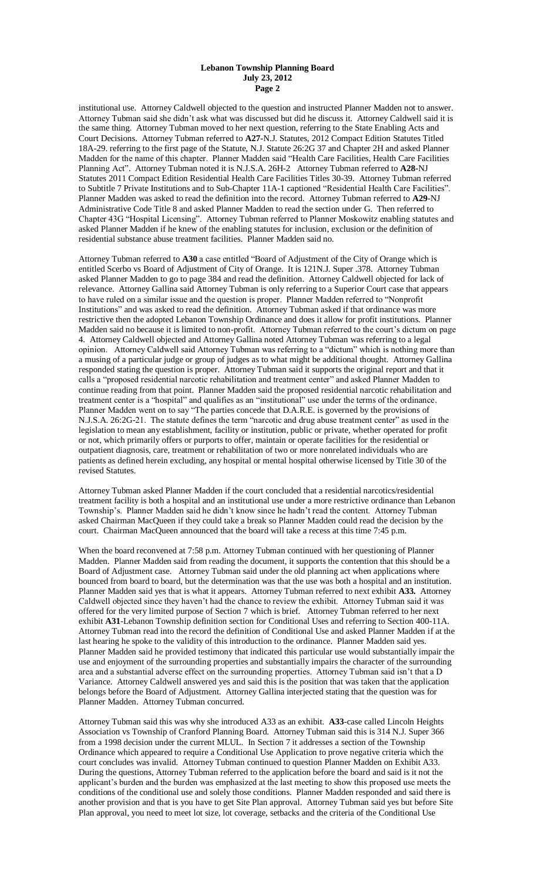institutional use. Attorney Caldwell objected to the question and instructed Planner Madden not to answer. Attorney Tubman said she didn't ask what was discussed but did he discuss it. Attorney Caldwell said it is the same thing. Attorney Tubman moved to her next question, referring to the State Enabling Acts and Court Decisions. Attorney Tubman referred to **A27**-N.J. Statutes, 2012 Compact Edition Statutes Titled 18A-29. referring to the first page of the Statute, N.J. Statute 26:2G 37 and Chapter 2H and asked Planner Madden for the name of this chapter. Planner Madden said "Health Care Facilities, Health Care Facilities Planning Act". Attorney Tubman noted it is N.J.S.A. 26H-2 Attorney Tubman referred to **A28**-NJ Statutes 2011 Compact Edition Residential Health Care Facilities Titles 30-39. Attorney Tubman referred to Subtitle 7 Private Institutions and to Sub-Chapter 11A-1 captioned "Residential Health Care Facilities". Planner Madden was asked to read the definition into the record. Attorney Tubman referred to **A29**-NJ Administrative Code Title 8 and asked Planner Madden to read the section under G. Then referred to Chapter 43G "Hospital Licensing". Attorney Tubman referred to Planner Moskowitz enabling statutes and asked Planner Madden if he knew of the enabling statutes for inclusion, exclusion or the definition of residential substance abuse treatment facilities. Planner Madden said no.

Attorney Tubman referred to **A30** a case entitled "Board of Adjustment of the City of Orange which is entitled Scerbo vs Board of Adjustment of City of Orange. It is 121N.J. Super .378. Attorney Tubman asked Planner Madden to go to page 384 and read the definition. Attorney Caldwell objected for lack of relevance. Attorney Gallina said Attorney Tubman is only referring to a Superior Court case that appears to have ruled on a similar issue and the question is proper. Planner Madden referred to "Nonprofit Institutions" and was asked to read the definition. Attorney Tubman asked if that ordinance was more restrictive then the adopted Lebanon Township Ordinance and does it allow for profit institutions. Planner Madden said no because it is limited to non-profit. Attorney Tubman referred to the court's dictum on page 4. Attorney Caldwell objected and Attorney Gallina noted Attorney Tubman was referring to a legal opinion. Attorney Caldwell said Attorney Tubman was referring to a "dictum" which is nothing more than a musing of a particular judge or group of judges as to what might be additional thought. Attorney Gallina responded stating the question is proper. Attorney Tubman said it supports the original report and that it calls a "proposed residential narcotic rehabilitation and treatment center" and asked Planner Madden to continue reading from that point. Planner Madden said the proposed residential narcotic rehabilitation and treatment center is a "hospital" and qualifies as an "institutional" use under the terms of the ordinance. Planner Madden went on to say "The parties concede that D.A.R.E. is governed by the provisions of N.J.S.A. 26:2G-21. The statute defines the term "narcotic and drug abuse treatment center" as used in the legislation to mean any establishment, facility or institution, public or private, whether operated for profit or not, which primarily offers or purports to offer, maintain or operate facilities for the residential or outpatient diagnosis, care, treatment or rehabilitation of two or more nonrelated individuals who are patients as defined herein excluding, any hospital or mental hospital otherwise licensed by Title 30 of the revised Statutes.

Attorney Tubman asked Planner Madden if the court concluded that a residential narcotics/residential treatment facility is both a hospital and an institutional use under a more restrictive ordinance than Lebanon Township's. Planner Madden said he didn't know since he hadn't read the content. Attorney Tubman asked Chairman MacQueen if they could take a break so Planner Madden could read the decision by the court. Chairman MacQueen announced that the board will take a recess at this time 7:45 p.m.

When the board reconvened at 7:58 p.m. Attorney Tubman continued with her questioning of Planner Madden. Planner Madden said from reading the document, it supports the contention that this should be a Board of Adjustment case. Attorney Tubman said under the old planning act when applications where bounced from board to board, but the determination was that the use was both a hospital and an institution. Planner Madden said yes that is what it appears. Attorney Tubman referred to next exhibit **A33.** Attorney Caldwell objected since they haven't had the chance to review the exhibit. Attorney Tubman said it was offered for the very limited purpose of Section 7 which is brief. Attorney Tubman referred to her next exhibit **A31**-Lebanon Township definition section for Conditional Uses and referring to Section 400-11A. Attorney Tubman read into the record the definition of Conditional Use and asked Planner Madden if at the last hearing he spoke to the validity of this introduction to the ordinance. Planner Madden said yes. Planner Madden said he provided testimony that indicated this particular use would substantially impair the use and enjoyment of the surrounding properties and substantially impairs the character of the surrounding area and a substantial adverse effect on the surrounding properties. Attorney Tubman said isn't that a D Variance. Attorney Caldwell answered yes and said this is the position that was taken that the application belongs before the Board of Adjustment. Attorney Gallina interjected stating that the question was for Planner Madden. Attorney Tubman concurred.

Attorney Tubman said this was why she introduced A33 as an exhibit. **A33**-case called Lincoln Heights Association vs Township of Cranford Planning Board. Attorney Tubman said this is 314 N.J. Super 366 from a 1998 decision under the current MLUL. In Section 7 it addresses a section of the Township Ordinance which appeared to require a Conditional Use Application to prove negative criteria which the court concludes was invalid. Attorney Tubman continued to question Planner Madden on Exhibit A33. During the questions, Attorney Tubman referred to the application before the board and said is it not the applicant's burden and the burden was emphasized at the last meeting to show this proposed use meets the conditions of the conditional use and solely those conditions. Planner Madden responded and said there is another provision and that is you have to get Site Plan approval. Attorney Tubman said yes but before Site Plan approval, you need to meet lot size, lot coverage, setbacks and the criteria of the Conditional Use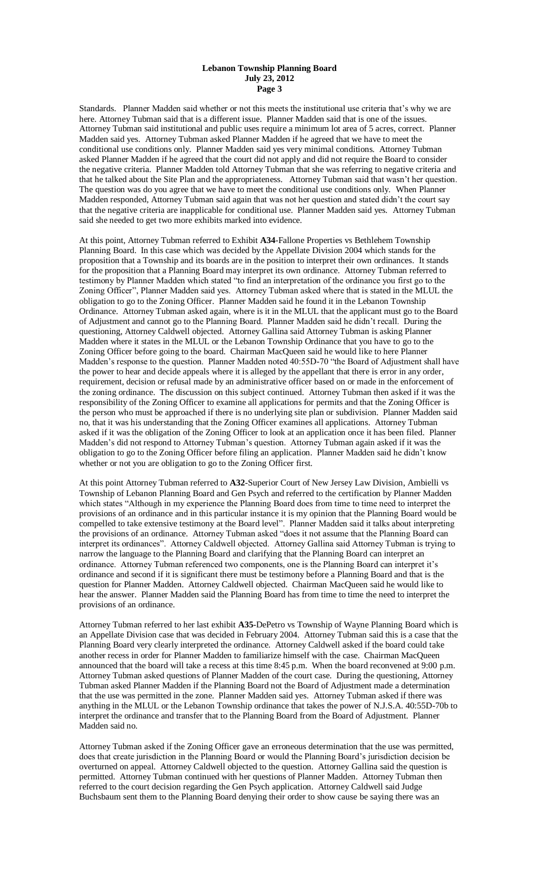Standards. Planner Madden said whether or not this meets the institutional use criteria that's why we are here. Attorney Tubman said that is a different issue. Planner Madden said that is one of the issues. Attorney Tubman said institutional and public uses require a minimum lot area of 5 acres, correct. Planner Madden said yes. Attorney Tubman asked Planner Madden if he agreed that we have to meet the conditional use conditions only. Planner Madden said yes very minimal conditions. Attorney Tubman asked Planner Madden if he agreed that the court did not apply and did not require the Board to consider the negative criteria. Planner Madden told Attorney Tubman that she was referring to negative criteria and that he talked about the Site Plan and the appropriateness. Attorney Tubman said that wasn't her question. The question was do you agree that we have to meet the conditional use conditions only. When Planner Madden responded, Attorney Tubman said again that was not her question and stated didn't the court say that the negative criteria are inapplicable for conditional use. Planner Madden said yes. Attorney Tubman said she needed to get two more exhibits marked into evidence.

At this point, Attorney Tubman referred to Exhibit **A34**-Fallone Properties vs Bethlehem Township Planning Board. In this case which was decided by the Appellate Division 2004 which stands for the proposition that a Township and its boards are in the position to interpret their own ordinances. It stands for the proposition that a Planning Board may interpret its own ordinance. Attorney Tubman referred to testimony by Planner Madden which stated "to find an interpretation of the ordinance you first go to the Zoning Officer", Planner Madden said yes. Attorney Tubman asked where that is stated in the MLUL the obligation to go to the Zoning Officer. Planner Madden said he found it in the Lebanon Township Ordinance. Attorney Tubman asked again, where is it in the MLUL that the applicant must go to the Board of Adjustment and cannot go to the Planning Board. Planner Madden said he didn't recall. During the questioning, Attorney Caldwell objected. Attorney Gallina said Attorney Tubman is asking Planner Madden where it states in the MLUL or the Lebanon Township Ordinance that you have to go to the Zoning Officer before going to the board. Chairman MacQueen said he would like to here Planner Madden's response to the question. Planner Madden noted 40:55D-70 "the Board of Adjustment shall have the power to hear and decide appeals where it is alleged by the appellant that there is error in any order, requirement, decision or refusal made by an administrative officer based on or made in the enforcement of the zoning ordinance. The discussion on this subject continued. Attorney Tubman then asked if it was the responsibility of the Zoning Officer to examine all applications for permits and that the Zoning Officer is the person who must be approached if there is no underlying site plan or subdivision. Planner Madden said no, that it was his understanding that the Zoning Officer examines all applications. Attorney Tubman asked if it was the obligation of the Zoning Officer to look at an application once it has been filed. Planner Madden's did not respond to Attorney Tubman's question. Attorney Tubman again asked if it was the obligation to go to the Zoning Officer before filing an application. Planner Madden said he didn't know whether or not you are obligation to go to the Zoning Officer first.

At this point Attorney Tubman referred to **A32**-Superior Court of New Jersey Law Division, Ambielli vs Township of Lebanon Planning Board and Gen Psych and referred to the certification by Planner Madden which states "Although in my experience the Planning Board does from time to time need to interpret the provisions of an ordinance and in this particular instance it is my opinion that the Planning Board would be compelled to take extensive testimony at the Board level". Planner Madden said it talks about interpreting the provisions of an ordinance. Attorney Tubman asked "does it not assume that the Planning Board can interpret its ordinances". Attorney Caldwell objected. Attorney Gallina said Attorney Tubman is trying to narrow the language to the Planning Board and clarifying that the Planning Board can interpret an ordinance. Attorney Tubman referenced two components, one is the Planning Board can interpret it's ordinance and second if it is significant there must be testimony before a Planning Board and that is the question for Planner Madden. Attorney Caldwell objected. Chairman MacQueen said he would like to hear the answer. Planner Madden said the Planning Board has from time to time the need to interpret the provisions of an ordinance.

Attorney Tubman referred to her last exhibit **A35**-DePetro vs Township of Wayne Planning Board which is an Appellate Division case that was decided in February 2004. Attorney Tubman said this is a case that the Planning Board very clearly interpreted the ordinance. Attorney Caldwell asked if the board could take another recess in order for Planner Madden to familiarize himself with the case. Chairman MacQueen announced that the board will take a recess at this time 8:45 p.m. When the board reconvened at 9:00 p.m. Attorney Tubman asked questions of Planner Madden of the court case. During the questioning, Attorney Tubman asked Planner Madden if the Planning Board not the Board of Adjustment made a determination that the use was permitted in the zone. Planner Madden said yes. Attorney Tubman asked if there was anything in the MLUL or the Lebanon Township ordinance that takes the power of N.J.S.A. 40:55D-70b to interpret the ordinance and transfer that to the Planning Board from the Board of Adjustment. Planner Madden said no.

Attorney Tubman asked if the Zoning Officer gave an erroneous determination that the use was permitted, does that create jurisdiction in the Planning Board or would the Planning Board's jurisdiction decision be overturned on appeal. Attorney Caldwell objected to the question. Attorney Gallina said the question is permitted. Attorney Tubman continued with her questions of Planner Madden. Attorney Tubman then referred to the court decision regarding the Gen Psych application. Attorney Caldwell said Judge Buchsbaum sent them to the Planning Board denying their order to show cause be saying there was an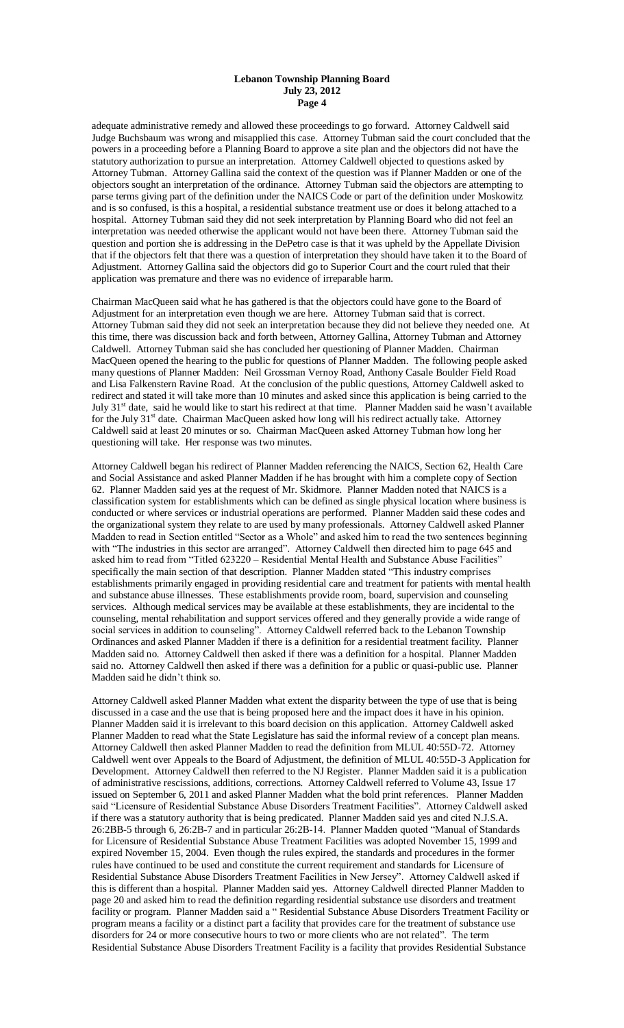adequate administrative remedy and allowed these proceedings to go forward. Attorney Caldwell said Judge Buchsbaum was wrong and misapplied this case. Attorney Tubman said the court concluded that the powers in a proceeding before a Planning Board to approve a site plan and the objectors did not have the statutory authorization to pursue an interpretation. Attorney Caldwell objected to questions asked by Attorney Tubman. Attorney Gallina said the context of the question was if Planner Madden or one of the objectors sought an interpretation of the ordinance. Attorney Tubman said the objectors are attempting to parse terms giving part of the definition under the NAICS Code or part of the definition under Moskowitz and is so confused, is this a hospital, a residential substance treatment use or does it belong attached to a hospital. Attorney Tubman said they did not seek interpretation by Planning Board who did not feel an interpretation was needed otherwise the applicant would not have been there. Attorney Tubman said the question and portion she is addressing in the DePetro case is that it was upheld by the Appellate Division that if the objectors felt that there was a question of interpretation they should have taken it to the Board of Adjustment. Attorney Gallina said the objectors did go to Superior Court and the court ruled that their application was premature and there was no evidence of irreparable harm.

Chairman MacQueen said what he has gathered is that the objectors could have gone to the Board of Adjustment for an interpretation even though we are here. Attorney Tubman said that is correct. Attorney Tubman said they did not seek an interpretation because they did not believe they needed one. At this time, there was discussion back and forth between, Attorney Gallina, Attorney Tubman and Attorney Caldwell. Attorney Tubman said she has concluded her questioning of Planner Madden. Chairman MacQueen opened the hearing to the public for questions of Planner Madden. The following people asked many questions of Planner Madden: Neil Grossman Vernoy Road, Anthony Casale Boulder Field Road and Lisa Falkenstern Ravine Road. At the conclusion of the public questions, Attorney Caldwell asked to redirect and stated it will take more than 10 minutes and asked since this application is being carried to the July 31st date, said he would like to start his redirect at that time. Planner Madden said he wasn't available for the July 31st date. Chairman MacQueen asked how long will his redirect actually take. Attorney Caldwell said at least 20 minutes or so. Chairman MacQueen asked Attorney Tubman how long her questioning will take. Her response was two minutes.

Attorney Caldwell began his redirect of Planner Madden referencing the NAICS, Section 62, Health Care and Social Assistance and asked Planner Madden if he has brought with him a complete copy of Section 62. Planner Madden said yes at the request of Mr. Skidmore. Planner Madden noted that NAICS is a classification system for establishments which can be defined as single physical location where business is conducted or where services or industrial operations are performed. Planner Madden said these codes and the organizational system they relate to are used by many professionals. Attorney Caldwell asked Planner Madden to read in Section entitled "Sector as a Whole" and asked him to read the two sentences beginning with "The industries in this sector are arranged". Attorney Caldwell then directed him to page 645 and asked him to read from "Titled 623220 – Residential Mental Health and Substance Abuse Facilities" specifically the main section of that description. Planner Madden stated "This industry comprises establishments primarily engaged in providing residential care and treatment for patients with mental health and substance abuse illnesses. These establishments provide room, board, supervision and counseling services. Although medical services may be available at these establishments, they are incidental to the counseling, mental rehabilitation and support services offered and they generally provide a wide range of social services in addition to counseling". Attorney Caldwell referred back to the Lebanon Township Ordinances and asked Planner Madden if there is a definition for a residential treatment facility. Planner Madden said no. Attorney Caldwell then asked if there was a definition for a hospital. Planner Madden said no. Attorney Caldwell then asked if there was a definition for a public or quasi-public use. Planner Madden said he didn't think so.

Attorney Caldwell asked Planner Madden what extent the disparity between the type of use that is being discussed in a case and the use that is being proposed here and the impact does it have in his opinion. Planner Madden said it is irrelevant to this board decision on this application. Attorney Caldwell asked Planner Madden to read what the State Legislature has said the informal review of a concept plan means. Attorney Caldwell then asked Planner Madden to read the definition from MLUL 40:55D-72. Attorney Caldwell went over Appeals to the Board of Adjustment, the definition of MLUL 40:55D-3 Application for Development. Attorney Caldwell then referred to the NJ Register. Planner Madden said it is a publication of administrative rescissions, additions, corrections. Attorney Caldwell referred to Volume 43, Issue 17 issued on September 6, 2011 and asked Planner Madden what the bold print references. Planner Madden said "Licensure of Residential Substance Abuse Disorders Treatment Facilities". Attorney Caldwell asked if there was a statutory authority that is being predicated. Planner Madden said yes and cited N.J.S.A. 26:2BB-5 through 6, 26:2B-7 and in particular 26:2B-14. Planner Madden quoted "Manual of Standards for Licensure of Residential Substance Abuse Treatment Facilities was adopted November 15, 1999 and expired November 15, 2004. Even though the rules expired, the standards and procedures in the former rules have continued to be used and constitute the current requirement and standards for Licensure of Residential Substance Abuse Disorders Treatment Facilities in New Jersey". Attorney Caldwell asked if this is different than a hospital. Planner Madden said yes. Attorney Caldwell directed Planner Madden to page 20 and asked him to read the definition regarding residential substance use disorders and treatment facility or program. Planner Madden said a " Residential Substance Abuse Disorders Treatment Facility or program means a facility or a distinct part a facility that provides care for the treatment of substance use disorders for 24 or more consecutive hours to two or more clients who are not related". The term Residential Substance Abuse Disorders Treatment Facility is a facility that provides Residential Substance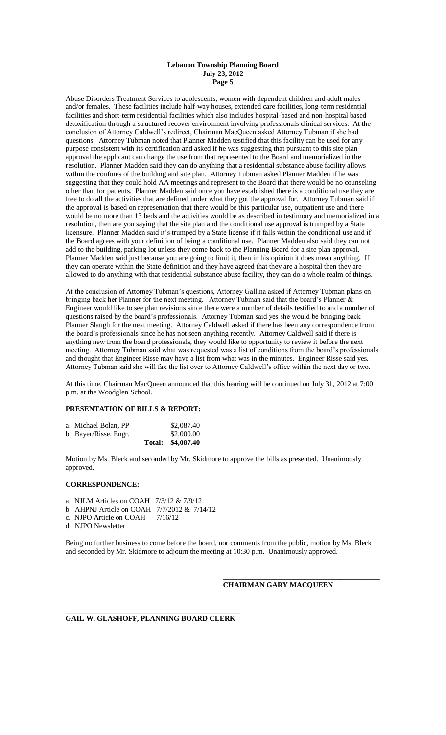Abuse Disorders Treatment Services to adolescents, women with dependent children and adult males and/or females. These facilities include half-way houses, extended care facilities, long-term residential facilities and short-term residential facilities which also includes hospital-based and non-hospital based detoxification through a structured recover environment involving professionals clinical services. At the conclusion of Attorney Caldwell's redirect, Chairman MacQueen asked Attorney Tubman if she had questions. Attorney Tubman noted that Planner Madden testified that this facility can be used for any purpose consistent with its certification and asked if he was suggesting that pursuant to this site plan approval the applicant can change the use from that represented to the Board and memorialized in the resolution. Planner Madden said they can do anything that a residential substance abuse facility allows within the confines of the building and site plan. Attorney Tubman asked Planner Madden if he was suggesting that they could hold AA meetings and represent to the Board that there would be no counseling other than for patients. Planner Madden said once you have established there is a conditional use they are free to do all the activities that are defined under what they got the approval for. Attorney Tubman said if the approval is based on representation that there would be this particular use, outpatient use and there would be no more than 13 beds and the activities would be as described in testimony and memorialized in a resolution, then are you saying that the site plan and the conditional use approval is trumped by a State licensure. Planner Madden said it's trumped by a State license if it falls within the conditional use and if the Board agrees with your definition of being a conditional use. Planner Madden also said they can not add to the building, parking lot unless they come back to the Planning Board for a site plan approval. Planner Madden said just because you are going to limit it, then in his opinion it does mean anything. If they can operate within the State definition and they have agreed that they are a hospital then they are allowed to do anything with that residential substance abuse facility, they can do a whole realm of things.

At the conclusion of Attorney Tubman's questions, Attorney Gallina asked if Attorney Tubman plans on bringing back her Planner for the next meeting. Attorney Tubman said that the board's Planner & Engineer would like to see plan revisions since there were a number of details testified to and a number of questions raised by the board's professionals. Attorney Tubman said yes she would be bringing back Planner Slaugh for the next meeting. Attorney Caldwell asked if there has been any correspondence from the board's professionals since he has not seen anything recently. Attorney Caldwell said if there is anything new from the board professionals, they would like to opportunity to review it before the next meeting. Attorney Tubman said what was requested was a list of conditions from the board's professionals and thought that Engineer Risse may have a list from what was in the minutes. Engineer Risse said yes. Attorney Tubman said she will fax the list over to Attorney Caldwell's office within the next day or two.

At this time, Chairman MacQueen announced that this hearing will be continued on July 31, 2012 at 7:00 p.m. at the Woodglen School.

**PRESENTATION OF BILLS & REPORT:**

| | | |
|---|---|---|
| a. Michael Bolan, PP | | $2,087.40 |
| b. Bayer/Risse, Engr. | | $2,000.00 |
| | **Total:** | **$4,087.40** |

Motion by Ms. Bleck and seconded by Mr. Skidmore to approve the bills as presented. Unanimously approved.

**CORRESPONDENCE:**

a. NJLM Articles on COAH 7/3/12 & 7/9/12
b. AHPNJ Article on COAH 7/7/2012 & 7/14/12
c. NJPO Article on COAH 7/16/12
d. NJPO Newsletter

Being no further business to come before the board, nor comments from the public, motion by Ms. Bleck and seconded by Mr. Skidmore to adjourn the meeting at 10:30 p.m. Unanimously approved.

**CHAIRMAN GARY MACQUEEN**

**GAIL W. GLASHOFF, PLANNING BOARD CLERK**